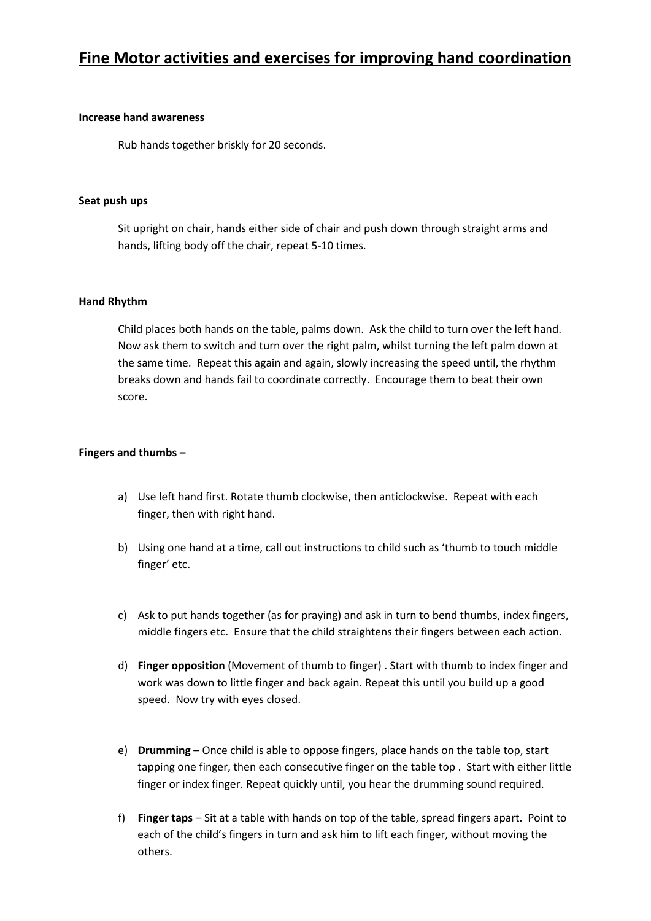# Fine Motor activities and exercises for improving hand coordination

**Increase hand awareness**

Rub hands together briskly for 20 seconds.

**Seat push ups**

Sit upright on chair, hands either side of chair and push down through straight arms and hands, lifting body off the chair, repeat 5-10 times.

**Hand Rhythm**

Child places both hands on the table, palms down. Ask the child to turn over the left hand. Now ask them to switch and turn over the right palm, whilst turning the left palm down at the same time. Repeat this again and again, slowly increasing the speed until, the rhythm breaks down and hands fail to coordinate correctly. Encourage them to beat their own score.

**Fingers and thumbs –**

a) Use left hand first. Rotate thumb clockwise, then anticlockwise. Repeat with each finger, then with right hand.

b) Using one hand at a time, call out instructions to child such as 'thumb to touch middle finger' etc.

c) Ask to put hands together (as for praying) and ask in turn to bend thumbs, index fingers, middle fingers etc. Ensure that the child straightens their fingers between each action.

d) **Finger opposition** (Movement of thumb to finger) . Start with thumb to index finger and work was down to little finger and back again. Repeat this until you build up a good speed. Now try with eyes closed.

e) **Drumming** – Once child is able to oppose fingers, place hands on the table top, start tapping one finger, then each consecutive finger on the table top . Start with either little finger or index finger. Repeat quickly until, you hear the drumming sound required.

f) **Finger taps** – Sit at a table with hands on top of the table, spread fingers apart. Point to each of the child's fingers in turn and ask him to lift each finger, without moving the others.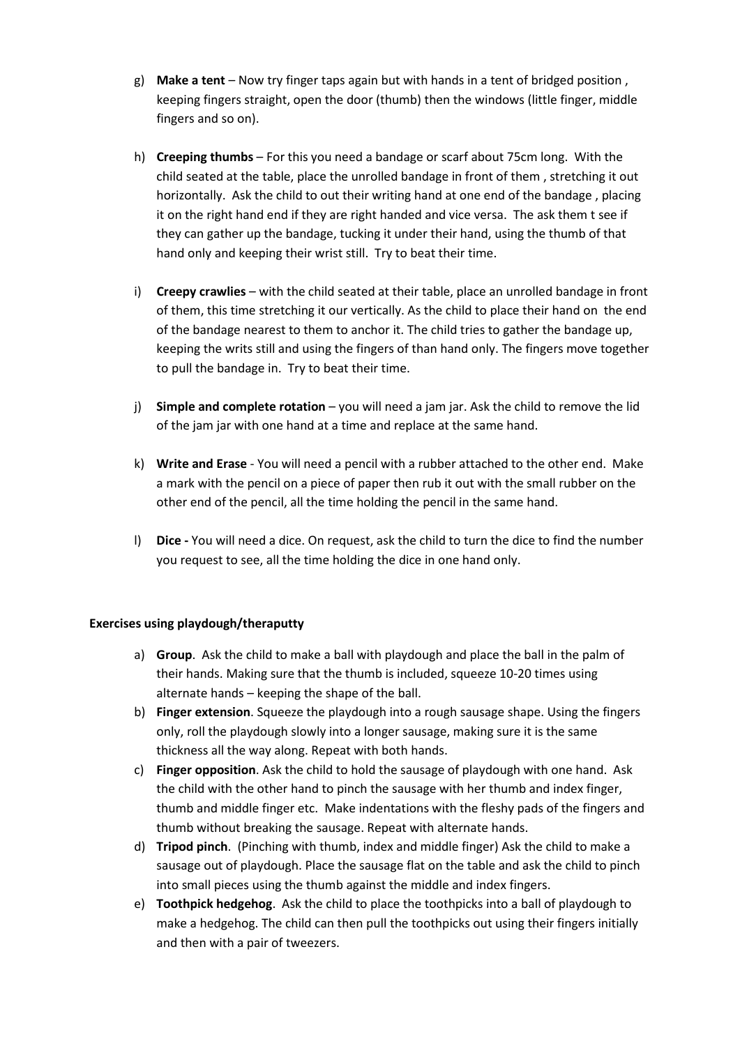g) **Make a tent** – Now try finger taps again but with hands in a tent of bridged position , keeping fingers straight, open the door (thumb) then the windows (little finger, middle fingers and so on).

h) **Creeping thumbs** – For this you need a bandage or scarf about 75cm long. With the child seated at the table, place the unrolled bandage in front of them , stretching it out horizontally. Ask the child to out their writing hand at one end of the bandage , placing it on the right hand end if they are right handed and vice versa. The ask them t see if they can gather up the bandage, tucking it under their hand, using the thumb of that hand only and keeping their wrist still. Try to beat their time.

i) **Creepy crawlies** – with the child seated at their table, place an unrolled bandage in front of them, this time stretching it our vertically. As the child to place their hand on the end of the bandage nearest to them to anchor it. The child tries to gather the bandage up, keeping the writs still and using the fingers of than hand only. The fingers move together to pull the bandage in. Try to beat their time.

j) **Simple and complete rotation** – you will need a jam jar. Ask the child to remove the lid of the jam jar with one hand at a time and replace at the same hand.

k) **Write and Erase** - You will need a pencil with a rubber attached to the other end. Make a mark with the pencil on a piece of paper then rub it out with the small rubber on the other end of the pencil, all the time holding the pencil in the same hand.

l) **Dice -** You will need a dice. On request, ask the child to turn the dice to find the number you request to see, all the time holding the dice in one hand only.

**Exercises using playdough/theraputty**

a) **Group**. Ask the child to make a ball with playdough and place the ball in the palm of their hands. Making sure that the thumb is included, squeeze 10-20 times using alternate hands – keeping the shape of the ball.
b) **Finger extension**. Squeeze the playdough into a rough sausage shape. Using the fingers only, roll the playdough slowly into a longer sausage, making sure it is the same thickness all the way along. Repeat with both hands.
c) **Finger opposition**. Ask the child to hold the sausage of playdough with one hand. Ask the child with the other hand to pinch the sausage with her thumb and index finger, thumb and middle finger etc. Make indentations with the fleshy pads of the fingers and thumb without breaking the sausage. Repeat with alternate hands.
d) **Tripod pinch**. (Pinching with thumb, index and middle finger) Ask the child to make a sausage out of playdough. Place the sausage flat on the table and ask the child to pinch into small pieces using the thumb against the middle and index fingers.
e) **Toothpick hedgehog**. Ask the child to place the toothpicks into a ball of playdough to make a hedgehog. The child can then pull the toothpicks out using their fingers initially and then with a pair of tweezers.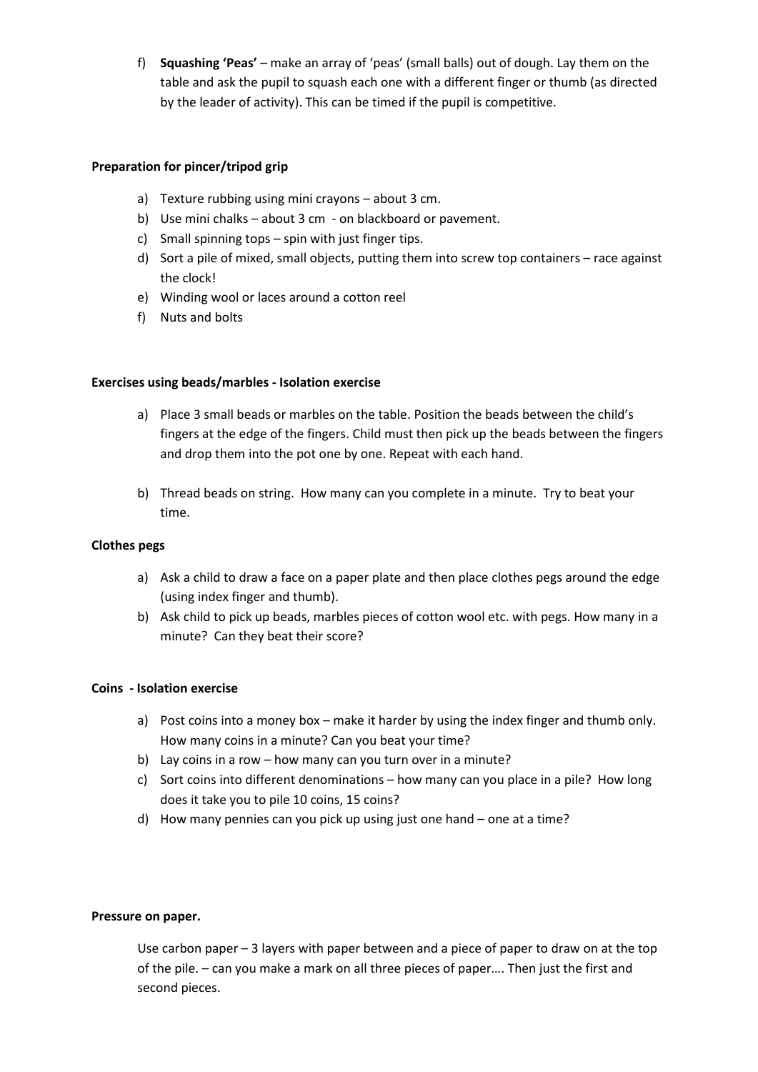f) **Squashing 'Peas'** – make an array of 'peas' (small balls) out of dough. Lay them on the table and ask the pupil to squash each one with a different finger or thumb (as directed by the leader of activity). This can be timed if the pupil is competitive.

**Preparation for pincer/tripod grip**

a) Texture rubbing using mini crayons – about 3 cm.
b) Use mini chalks – about 3 cm - on blackboard or pavement.
c) Small spinning tops – spin with just finger tips.
d) Sort a pile of mixed, small objects, putting them into screw top containers – race against the clock!
e) Winding wool or laces around a cotton reel
f) Nuts and bolts

**Exercises using beads/marbles - Isolation exercise**

a) Place 3 small beads or marbles on the table. Position the beads between the child's fingers at the edge of the fingers. Child must then pick up the beads between the fingers and drop them into the pot one by one. Repeat with each hand.

b) Thread beads on string. How many can you complete in a minute. Try to beat your time.

**Clothes pegs**

a) Ask a child to draw a face on a paper plate and then place clothes pegs around the edge (using index finger and thumb).
b) Ask child to pick up beads, marbles pieces of cotton wool etc. with pegs. How many in a minute? Can they beat their score?

**Coins - Isolation exercise**

a) Post coins into a money box – make it harder by using the index finger and thumb only. How many coins in a minute? Can you beat your time?
b) Lay coins in a row – how many can you turn over in a minute?
c) Sort coins into different denominations – how many can you place in a pile? How long does it take you to pile 10 coins, 15 coins?
d) How many pennies can you pick up using just one hand – one at a time?

**Pressure on paper.**

Use carbon paper – 3 layers with paper between and a piece of paper to draw on at the top of the pile. – can you make a mark on all three pieces of paper…. Then just the first and second pieces.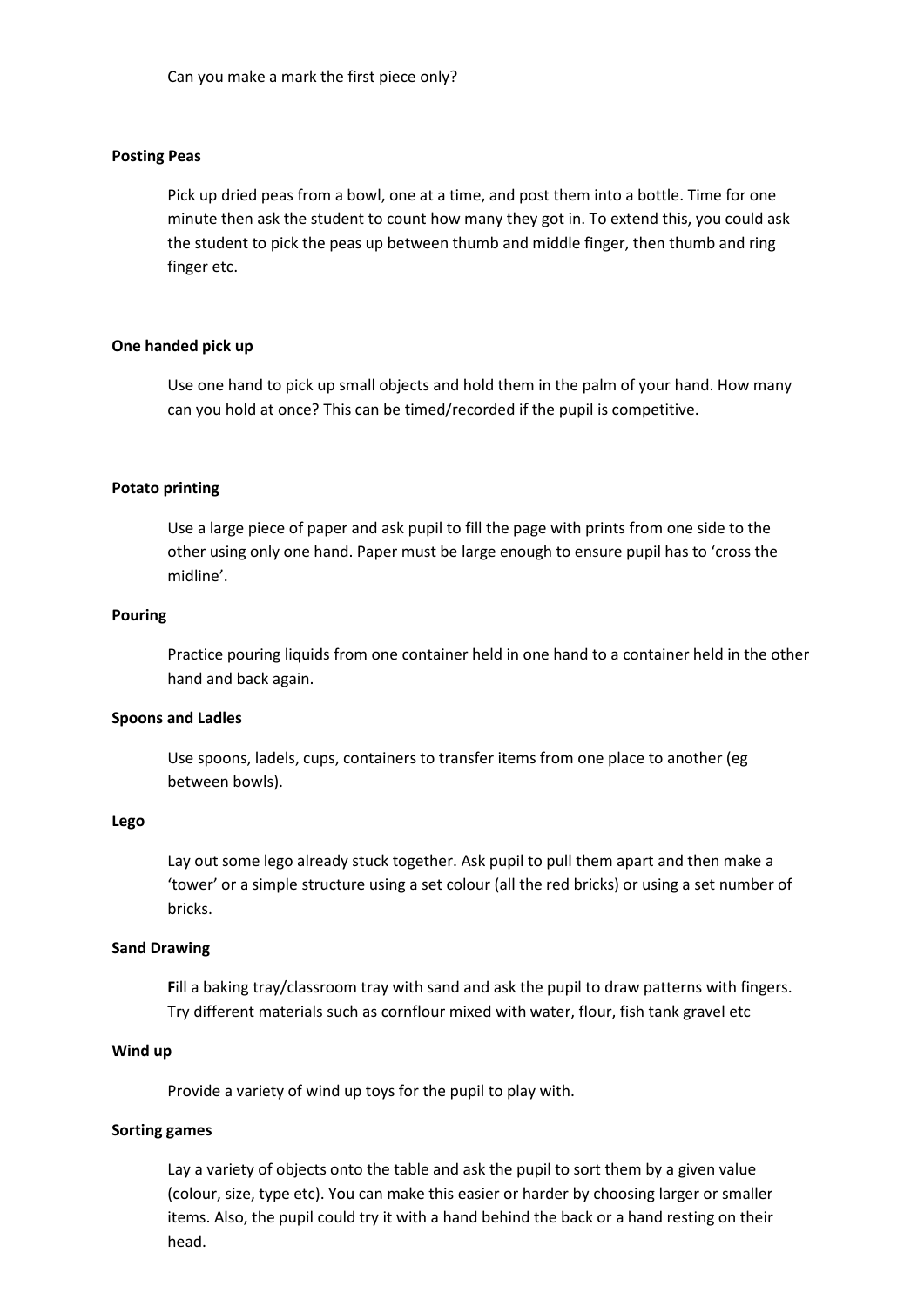Can you make a mark the first piece only?

**Posting Peas**

Pick up dried peas from a bowl, one at a time, and post them into a bottle. Time for one minute then ask the student to count how many they got in. To extend this, you could ask the student to pick the peas up between thumb and middle finger, then thumb and ring finger etc.

**One handed pick up**

Use one hand to pick up small objects and hold them in the palm of your hand. How many can you hold at once? This can be timed/recorded if the pupil is competitive.

**Potato printing**

Use a large piece of paper and ask pupil to fill the page with prints from one side to the other using only one hand. Paper must be large enough to ensure pupil has to 'cross the midline'.

**Pouring**

Practice pouring liquids from one container held in one hand to a container held in the other hand and back again.

**Spoons and Ladles**

Use spoons, ladels, cups, containers to transfer items from one place to another (eg between bowls).

**Lego**

Lay out some lego already stuck together. Ask pupil to pull them apart and then make a 'tower' or a simple structure using a set colour (all the red bricks) or using a set number of bricks.

**Sand Drawing**

**F**ill a baking tray/classroom tray with sand and ask the pupil to draw patterns with fingers. Try different materials such as cornflour mixed with water, flour, fish tank gravel etc

**Wind up**

Provide a variety of wind up toys for the pupil to play with.

**Sorting games**

Lay a variety of objects onto the table and ask the pupil to sort them by a given value (colour, size, type etc). You can make this easier or harder by choosing larger or smaller items. Also, the pupil could try it with a hand behind the back or a hand resting on their head.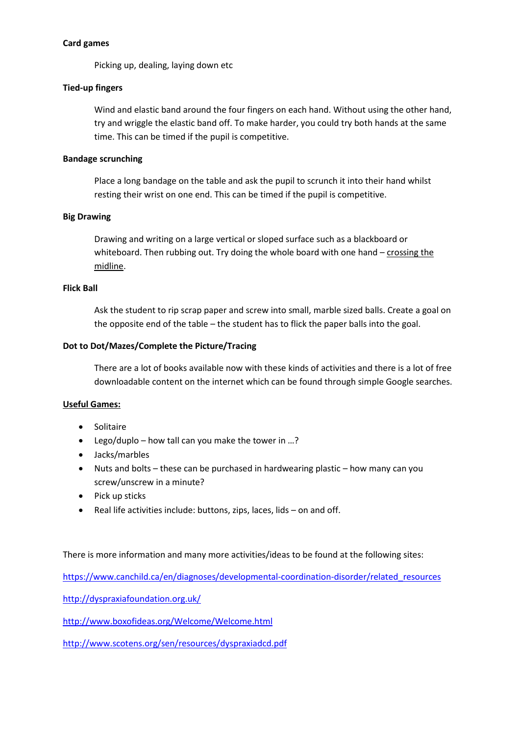**Card games**

Picking up, dealing, laying down etc

**Tied-up fingers**

Wind and elastic band around the four fingers on each hand. Without using the other hand, try and wriggle the elastic band off. To make harder, you could try both hands at the same time. This can be timed if the pupil is competitive.

**Bandage scrunching**

Place a long bandage on the table and ask the pupil to scrunch it into their hand whilst resting their wrist on one end. This can be timed if the pupil is competitive.

**Big Drawing**

Drawing and writing on a large vertical or sloped surface such as a blackboard or whiteboard. Then rubbing out. Try doing the whole board with one hand – crossing the midline.

**Flick Ball**

Ask the student to rip scrap paper and screw into small, marble sized balls. Create a goal on the opposite end of the table – the student has to flick the paper balls into the goal.

**Dot to Dot/Mazes/Complete the Picture/Tracing**

There are a lot of books available now with these kinds of activities and there is a lot of free downloadable content on the internet which can be found through simple Google searches.

**Useful Games:**

- Solitaire
- Lego/duplo – how tall can you make the tower in …?
- Jacks/marbles
- Nuts and bolts – these can be purchased in hardwearing plastic – how many can you screw/unscrew in a minute?
- Pick up sticks
- Real life activities include: buttons, zips, laces, lids – on and off.

There is more information and many more activities/ideas to be found at the following sites:

https://www.canchild.ca/en/diagnoses/developmental-coordination-disorder/related_resources

http://dyspraxiafoundation.org.uk/

http://www.boxofideas.org/Welcome/Welcome.html

http://www.scotens.org/sen/resources/dyspraxiadcd.pdf